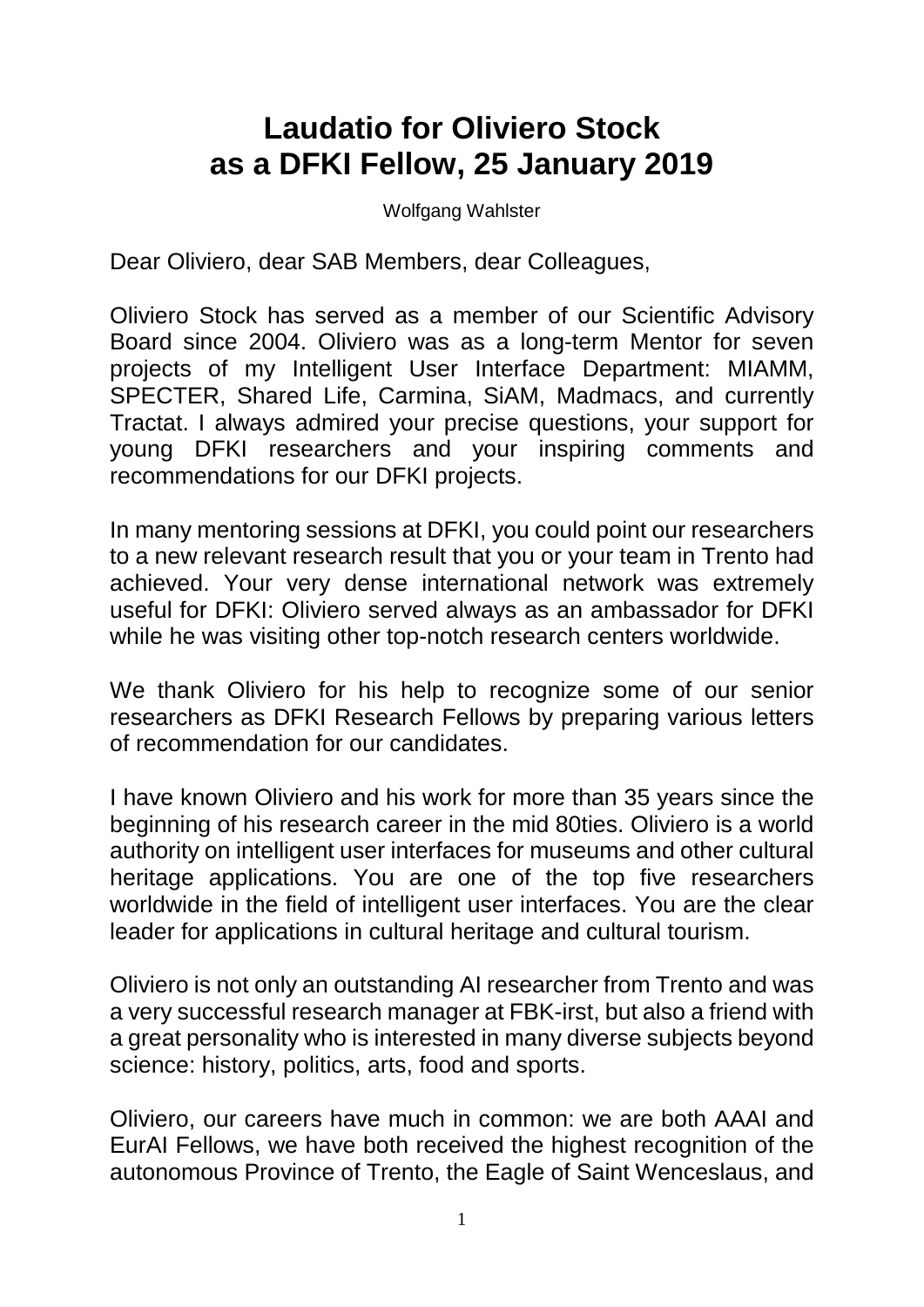# Laudatio for Oliviero Stock as a DFKI Fellow, 25 January 2019

Wolfgang Wahlster

Dear Oliviero, dear SAB Members, dear Colleagues,

Oliviero Stock has served as a member of our Scientific Advisory Board since 2004. Oliviero was as a long-term Mentor for seven projects of my Intelligent User Interface Department: MIAMM, SPECTER, Shared Life, Carmina, SiAM, Madmacs, and currently Tractat. I always admired your precise questions, your support for young DFKI researchers and your inspiring comments and recommendations for our DFKI projects.

In many mentoring sessions at DFKI, you could point our researchers to a new relevant research result that you or your team in Trento had achieved. Your very dense international network was extremely useful for DFKI: Oliviero served always as an ambassador for DFKI while he was visiting other top-notch research centers worldwide.

We thank Oliviero for his help to recognize some of our senior researchers as DFKI Research Fellows by preparing various letters of recommendation for our candidates.

I have known Oliviero and his work for more than 35 years since the beginning of his research career in the mid 80ties. Oliviero is a world authority on intelligent user interfaces for museums and other cultural heritage applications. You are one of the top five researchers worldwide in the field of intelligent user interfaces. You are the clear leader for applications in cultural heritage and cultural tourism.

Oliviero is not only an outstanding AI researcher from Trento and was a very successful research manager at FBK-irst, but also a friend with a great personality who is interested in many diverse subjects beyond science: history, politics, arts, food and sports.

Oliviero, our careers have much in common: we are both AAAI and EurAI Fellows, we have both received the highest recognition of the autonomous Province of Trento, the Eagle of Saint Wenceslaus, and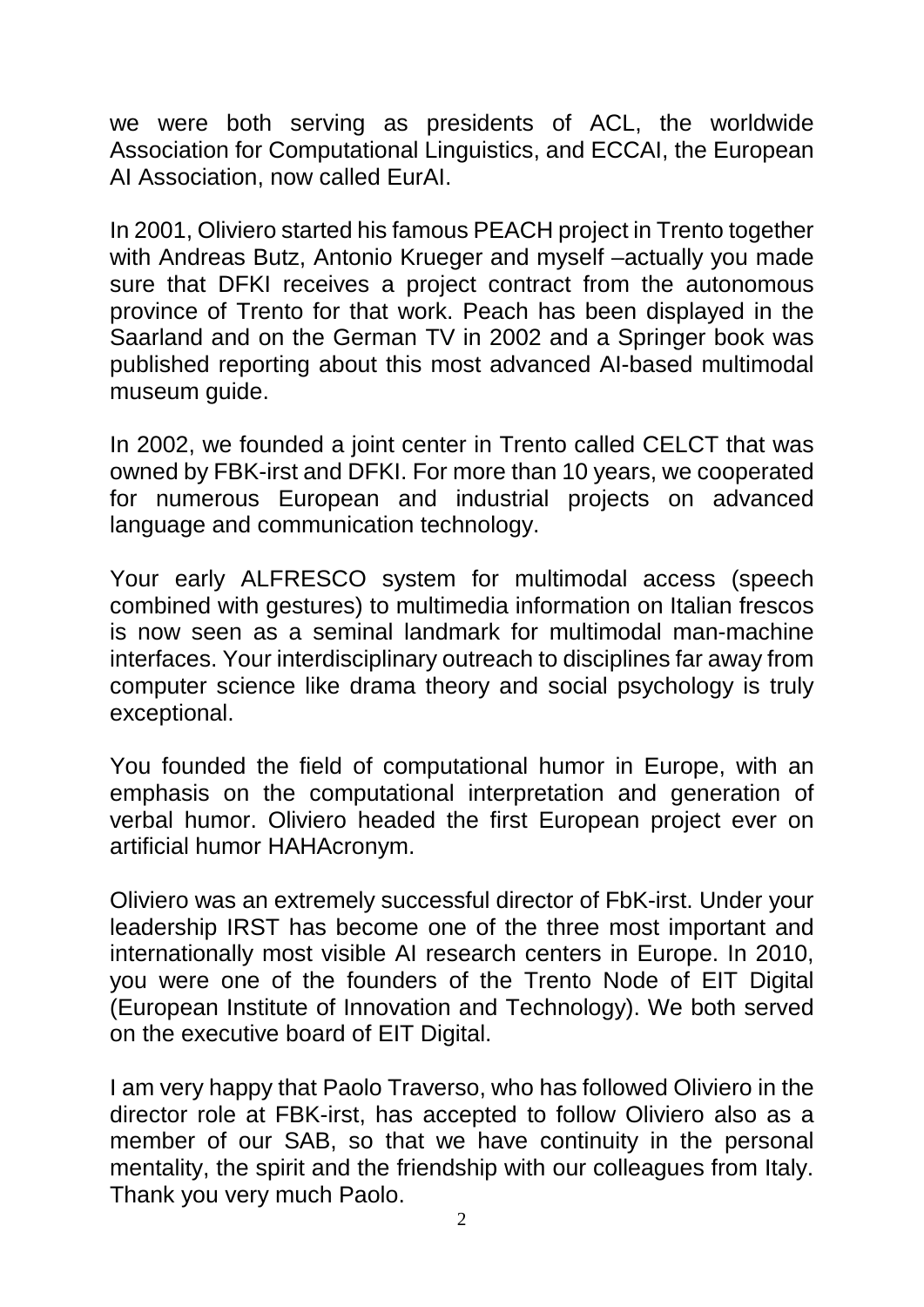we were both serving as presidents of ACL, the worldwide Association for Computational Linguistics, and ECCAI, the European AI Association, now called EurAI.

In 2001, Oliviero started his famous PEACH project in Trento together with Andreas Butz, Antonio Krueger and myself –actually you made sure that DFKI receives a project contract from the autonomous province of Trento for that work. Peach has been displayed in the Saarland and on the German TV in 2002 and a Springer book was published reporting about this most advanced AI-based multimodal museum guide.

In 2002, we founded a joint center in Trento called CELCT that was owned by FBK-irst and DFKI. For more than 10 years, we cooperated for numerous European and industrial projects on advanced language and communication technology.

Your early ALFRESCO system for multimodal access (speech combined with gestures) to multimedia information on Italian frescos is now seen as a seminal landmark for multimodal man-machine interfaces. Your interdisciplinary outreach to disciplines far away from computer science like drama theory and social psychology is truly exceptional.

You founded the field of computational humor in Europe, with an emphasis on the computational interpretation and generation of verbal humor. Oliviero headed the first European project ever on artificial humor HAHAcronym.

Oliviero was an extremely successful director of FbK-irst. Under your leadership IRST has become one of the three most important and internationally most visible AI research centers in Europe. In 2010, you were one of the founders of the Trento Node of EIT Digital (European Institute of Innovation and Technology). We both served on the executive board of EIT Digital.

I am very happy that Paolo Traverso, who has followed Oliviero in the director role at FBK-irst, has accepted to follow Oliviero also as a member of our SAB, so that we have continuity in the personal mentality, the spirit and the friendship with our colleagues from Italy. Thank you very much Paolo.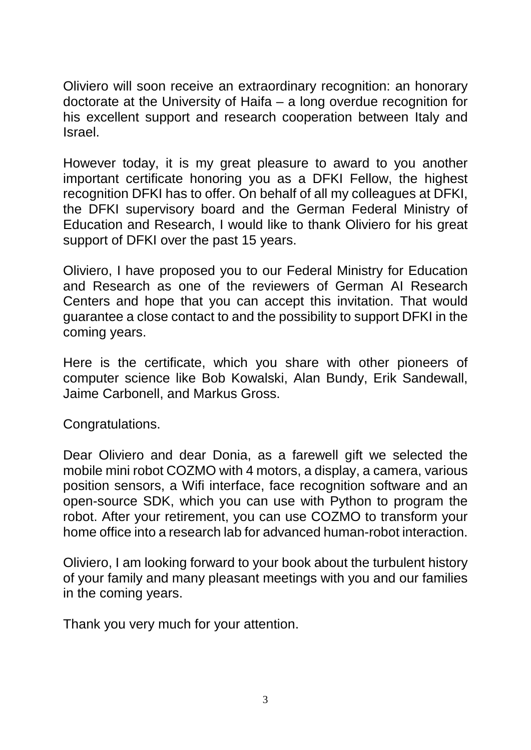Oliviero will soon receive an extraordinary recognition: an honorary doctorate at the University of Haifa – a long overdue recognition for his excellent support and research cooperation between Italy and Israel.

However today, it is my great pleasure to award to you another important certificate honoring you as a DFKI Fellow, the highest recognition DFKI has to offer. On behalf of all my colleagues at DFKI, the DFKI supervisory board and the German Federal Ministry of Education and Research, I would like to thank Oliviero for his great support of DFKI over the past 15 years.

Oliviero, I have proposed you to our Federal Ministry for Education and Research as one of the reviewers of German AI Research Centers and hope that you can accept this invitation. That would guarantee a close contact to and the possibility to support DFKI in the coming years.

Here is the certificate, which you share with other pioneers of computer science like Bob Kowalski, Alan Bundy, Erik Sandewall, Jaime Carbonell, and Markus Gross.

Congratulations.

Dear Oliviero and dear Donia, as a farewell gift we selected the mobile mini robot COZMO with 4 motors, a display, a camera, various position sensors, a Wifi interface, face recognition software and an open-source SDK, which you can use with Python to program the robot. After your retirement, you can use COZMO to transform your home office into a research lab for advanced human-robot interaction.

Oliviero, I am looking forward to your book about the turbulent history of your family and many pleasant meetings with you and our families in the coming years.

Thank you very much for your attention.